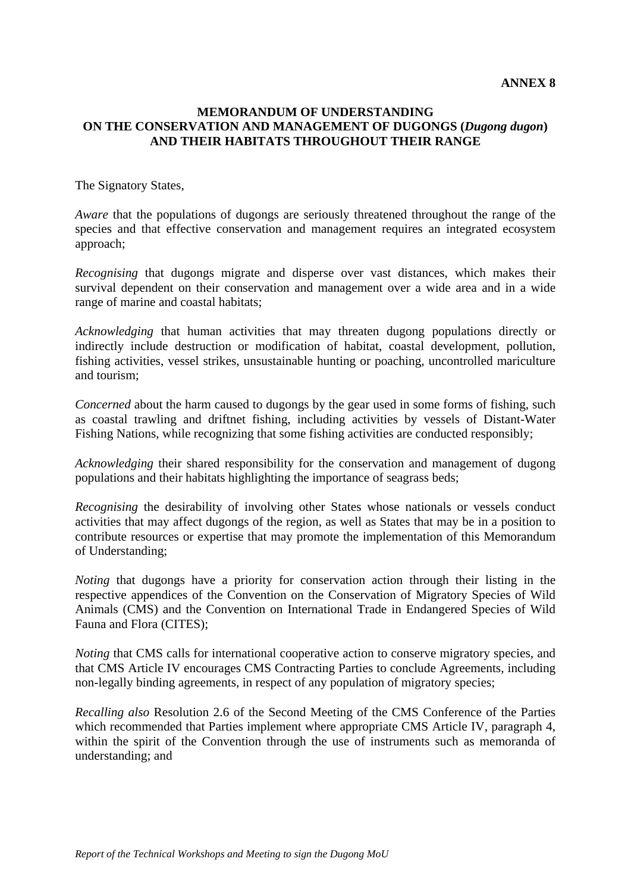**ANNEX 8**

# MEMORANDUM OF UNDERSTANDING ON THE CONSERVATION AND MANAGEMENT OF DUGONGS (*Dugong dugon*) AND THEIR HABITATS THROUGHOUT THEIR RANGE

The Signatory States,

*Aware* that the populations of dugongs are seriously threatened throughout the range of the species and that effective conservation and management requires an integrated ecosystem approach;

*Recognising* that dugongs migrate and disperse over vast distances, which makes their survival dependent on their conservation and management over a wide area and in a wide range of marine and coastal habitats;

*Acknowledging* that human activities that may threaten dugong populations directly or indirectly include destruction or modification of habitat, coastal development, pollution, fishing activities, vessel strikes, unsustainable hunting or poaching, uncontrolled mariculture and tourism;

*Concerned* about the harm caused to dugongs by the gear used in some forms of fishing, such as coastal trawling and driftnet fishing, including activities by vessels of Distant-Water Fishing Nations, while recognizing that some fishing activities are conducted responsibly;

*Acknowledging* their shared responsibility for the conservation and management of dugong populations and their habitats highlighting the importance of seagrass beds;

*Recognising* the desirability of involving other States whose nationals or vessels conduct activities that may affect dugongs of the region, as well as States that may be in a position to contribute resources or expertise that may promote the implementation of this Memorandum of Understanding;

*Noting* that dugongs have a priority for conservation action through their listing in the respective appendices of the Convention on the Conservation of Migratory Species of Wild Animals (CMS) and the Convention on International Trade in Endangered Species of Wild Fauna and Flora (CITES);

*Noting* that CMS calls for international cooperative action to conserve migratory species, and that CMS Article IV encourages CMS Contracting Parties to conclude Agreements, including non-legally binding agreements, in respect of any population of migratory species;

*Recalling also* Resolution 2.6 of the Second Meeting of the CMS Conference of the Parties which recommended that Parties implement where appropriate CMS Article IV, paragraph 4, within the spirit of the Convention through the use of instruments such as memoranda of understanding; and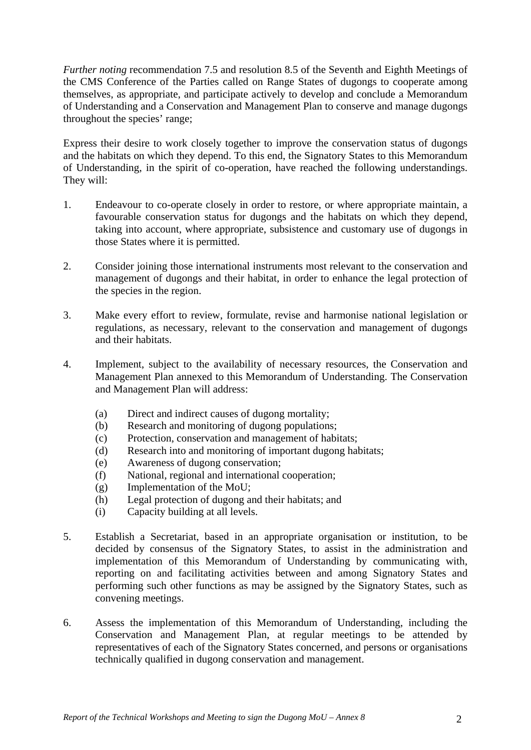*Further noting* recommendation 7.5 and resolution 8.5 of the Seventh and Eighth Meetings of the CMS Conference of the Parties called on Range States of dugongs to cooperate among themselves, as appropriate, and participate actively to develop and conclude a Memorandum of Understanding and a Conservation and Management Plan to conserve and manage dugongs throughout the species' range;

Express their desire to work closely together to improve the conservation status of dugongs and the habitats on which they depend. To this end, the Signatory States to this Memorandum of Understanding, in the spirit of co-operation, have reached the following understandings. They will:

1. Endeavour to co-operate closely in order to restore, or where appropriate maintain, a favourable conservation status for dugongs and the habitats on which they depend, taking into account, where appropriate, subsistence and customary use of dugongs in those States where it is permitted.

2. Consider joining those international instruments most relevant to the conservation and management of dugongs and their habitat, in order to enhance the legal protection of the species in the region.

3. Make every effort to review, formulate, revise and harmonise national legislation or regulations, as necessary, relevant to the conservation and management of dugongs and their habitats.

4. Implement, subject to the availability of necessary resources, the Conservation and Management Plan annexed to this Memorandum of Understanding. The Conservation and Management Plan will address:

    (a) Direct and indirect causes of dugong mortality;
    (b) Research and monitoring of dugong populations;
    (c) Protection, conservation and management of habitats;
    (d) Research into and monitoring of important dugong habitats;
    (e) Awareness of dugong conservation;
    (f) National, regional and international cooperation;
    (g) Implementation of the MoU;
    (h) Legal protection of dugong and their habitats; and
    (i) Capacity building at all levels.

5. Establish a Secretariat, based in an appropriate organisation or institution, to be decided by consensus of the Signatory States, to assist in the administration and implementation of this Memorandum of Understanding by communicating with, reporting on and facilitating activities between and among Signatory States and performing such other functions as may be assigned by the Signatory States, such as convening meetings.

6. Assess the implementation of this Memorandum of Understanding, including the Conservation and Management Plan, at regular meetings to be attended by representatives of each of the Signatory States concerned, and persons or organisations technically qualified in dugong conservation and management.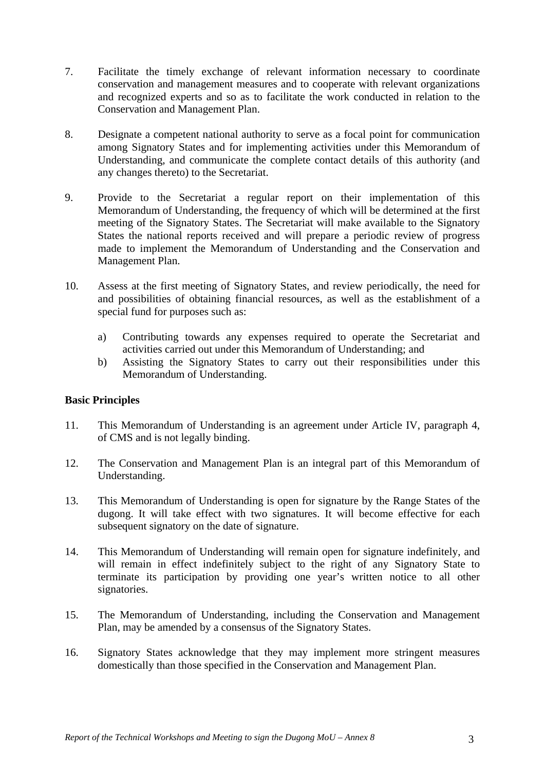7. Facilitate the timely exchange of relevant information necessary to coordinate conservation and management measures and to cooperate with relevant organizations and recognized experts and so as to facilitate the work conducted in relation to the Conservation and Management Plan.

8. Designate a competent national authority to serve as a focal point for communication among Signatory States and for implementing activities under this Memorandum of Understanding, and communicate the complete contact details of this authority (and any changes thereto) to the Secretariat.

9. Provide to the Secretariat a regular report on their implementation of this Memorandum of Understanding, the frequency of which will be determined at the first meeting of the Signatory States. The Secretariat will make available to the Signatory States the national reports received and will prepare a periodic review of progress made to implement the Memorandum of Understanding and the Conservation and Management Plan.

10. Assess at the first meeting of Signatory States, and review periodically, the need for and possibilities of obtaining financial resources, as well as the establishment of a special fund for purposes such as:

    a) Contributing towards any expenses required to operate the Secretariat and activities carried out under this Memorandum of Understanding; and
    b) Assisting the Signatory States to carry out their responsibilities under this Memorandum of Understanding.

**Basic Principles**

11. This Memorandum of Understanding is an agreement under Article IV, paragraph 4, of CMS and is not legally binding.

12. The Conservation and Management Plan is an integral part of this Memorandum of Understanding.

13. This Memorandum of Understanding is open for signature by the Range States of the dugong. It will take effect with two signatures. It will become effective for each subsequent signatory on the date of signature.

14. This Memorandum of Understanding will remain open for signature indefinitely, and will remain in effect indefinitely subject to the right of any Signatory State to terminate its participation by providing one year's written notice to all other signatories.

15. The Memorandum of Understanding, including the Conservation and Management Plan, may be amended by a consensus of the Signatory States.

16. Signatory States acknowledge that they may implement more stringent measures domestically than those specified in the Conservation and Management Plan.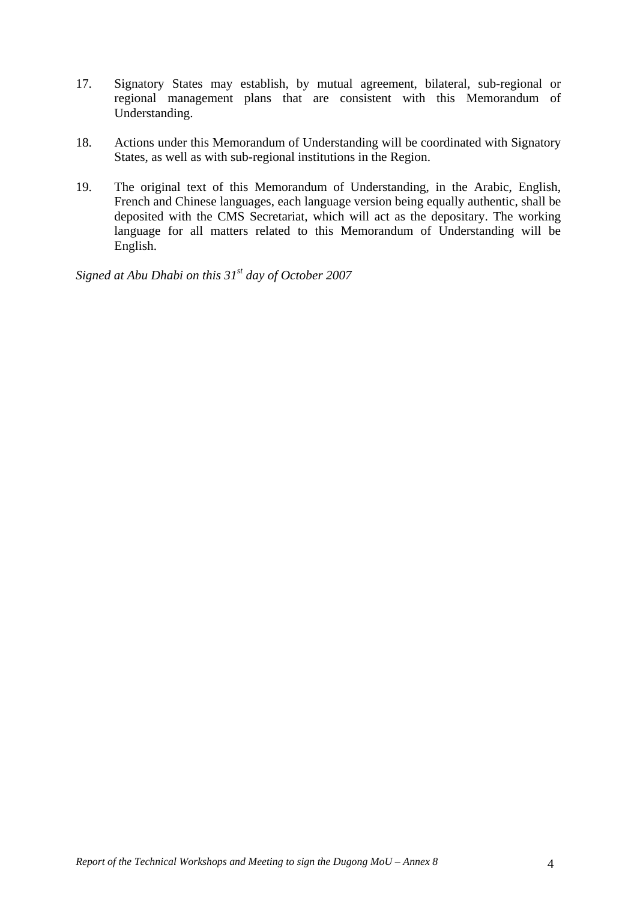17. Signatory States may establish, by mutual agreement, bilateral, sub-regional or regional management plans that are consistent with this Memorandum of Understanding.

18. Actions under this Memorandum of Understanding will be coordinated with Signatory States, as well as with sub-regional institutions in the Region.

19. The original text of this Memorandum of Understanding, in the Arabic, English, French and Chinese languages, each language version being equally authentic, shall be deposited with the CMS Secretariat, which will act as the depositary. The working language for all matters related to this Memorandum of Understanding will be English.

*Signed at Abu Dhabi on this 31st day of October 2007*